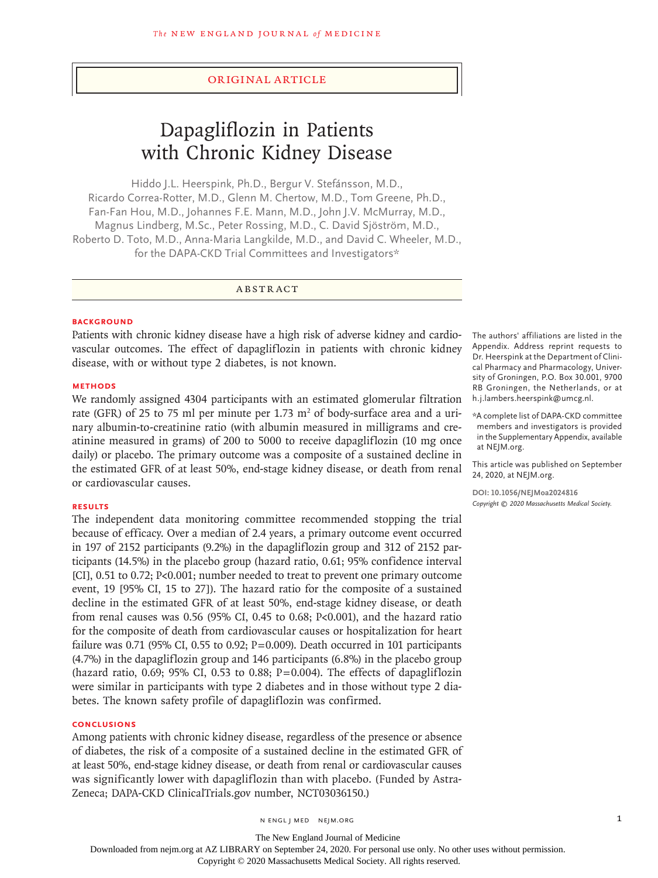ORIGINAL ARTICLE

# Dapagliflozin in Patients with Chronic Kidney Disease

Hiddo J.L. Heerspink, Ph.D., Bergur V. Stefánsson, M.D., Ricardo Correa-Rotter, M.D., Glenn M. Chertow, M.D., Tom Greene, Ph.D., Fan-Fan Hou, M.D., Johannes F.E. Mann, M.D., John J.V. McMurray, M.D., Magnus Lindberg, M.Sc., Peter Rossing, M.D., C. David Sjöström, M.D., Roberto D. Toto, M.D., Anna-Maria Langkilde, M.D., and David C. Wheeler, M.D., for the DAPA-CKD Trial Committees and Investigators*

## ABSTRACT

### BACKGROUND

Patients with chronic kidney disease have a high risk of adverse kidney and cardiovascular outcomes. The effect of dapagliflozin in patients with chronic kidney disease, with or without type 2 diabetes, is not known.

### METHODS

We randomly assigned 4304 participants with an estimated glomerular filtration rate (GFR) of 25 to 75 ml per minute per 1.73 $m^2$ of body-surface area and a urinary albumin-to-creatinine ratio (with albumin measured in milligrams and creatinine measured in grams) of 200 to 5000 to receive dapagliflozin (10 mg once daily) or placebo. The primary outcome was a composite of a sustained decline in the estimated GFR of at least 50%, end-stage kidney disease, or death from renal or cardiovascular causes.

### RESULTS

The independent data monitoring committee recommended stopping the trial because of efficacy. Over a median of 2.4 years, a primary outcome event occurred in 197 of 2152 participants (9.2%) in the dapagliflozin group and 312 of 2152 participants (14.5%) in the placebo group (hazard ratio, 0.61; 95% confidence interval [CI], 0.51 to 0.72; P<0.001; number needed to treat to prevent one primary outcome event, 19 [95% CI, 15 to 27]). The hazard ratio for the composite of a sustained decline in the estimated GFR of at least 50%, end-stage kidney disease, or death from renal causes was 0.56 (95% CI, 0.45 to 0.68; P<0.001), and the hazard ratio for the composite of death from cardiovascular causes or hospitalization for heart failure was 0.71 (95% CI, 0.55 to 0.92; P=0.009). Death occurred in 101 participants (4.7%) in the dapagliflozin group and 146 participants (6.8%) in the placebo group (hazard ratio, 0.69; 95% CI, 0.53 to 0.88; P=0.004). The effects of dapagliflozin were similar in participants with type 2 diabetes and in those without type 2 diabetes. The known safety profile of dapagliflozin was confirmed.

### CONCLUSIONS

Among patients with chronic kidney disease, regardless of the presence or absence of diabetes, the risk of a composite of a sustained decline in the estimated GFR of at least 50%, end-stage kidney disease, or death from renal or cardiovascular causes was significantly lower with dapagliflozin than with placebo. (Funded by AstraZeneca; DAPA-CKD ClinicalTrials.gov number, NCT03036150.)

The authors' affiliations are listed in the Appendix. Address reprint requests to Dr. Heerspink at the Department of Clinical Pharmacy and Pharmacology, University of Groningen, P.O. Box 30.001, 9700 RB Groningen, the Netherlands, or at h.j.lambers.heerspink@umcg.nl.

*A complete list of DAPA-CKD committee members and investigators is provided in the Supplementary Appendix, available at NEJM.org.

This article was published on September 24, 2020, at NEJM.org.

DOI: 10.1056/NEJMoa2024816
*Copyright © 2020 Massachusetts Medical Society.*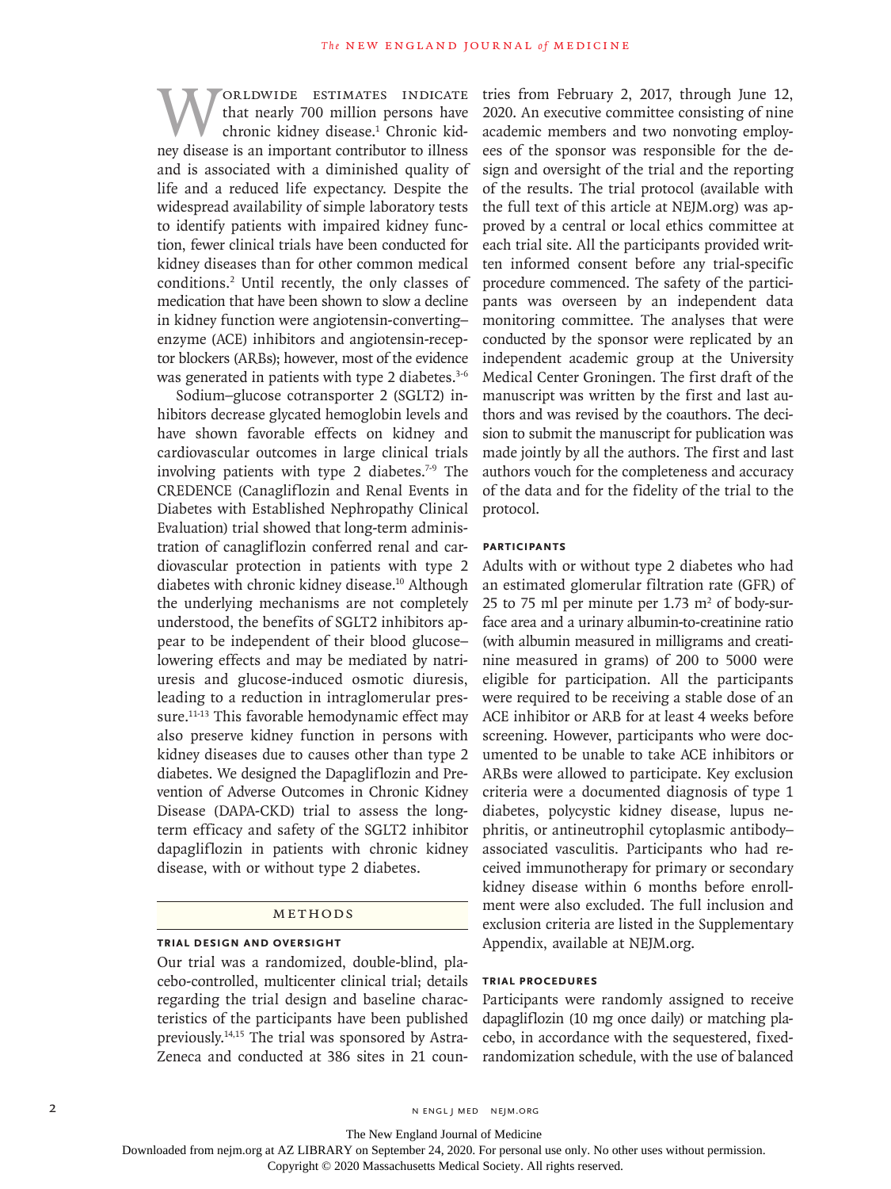Worldwide estimates indicate that nearly 700 million persons have chronic kidney disease.[1] Chronic kidney disease is an important contributor to illness and is associated with a diminished quality of life and a reduced life expectancy. Despite the widespread availability of simple laboratory tests to identify patients with impaired kidney function, fewer clinical trials have been conducted for kidney diseases than for other common medical conditions.[2] Until recently, the only classes of medication that have been shown to slow a decline in kidney function were angiotensin-converting–enzyme (ACE) inhibitors and angiotensin-receptor blockers (ARBs); however, most of the evidence was generated in patients with type 2 diabetes.[3-6]

Sodium–glucose cotransporter 2 (SGLT2) inhibitors decrease glycated hemoglobin levels and have shown favorable effects on kidney and cardiovascular outcomes in large clinical trials involving patients with type 2 diabetes.[7-9] The CREDENCE (Canagliflozin and Renal Events in Diabetes with Established Nephropathy Clinical Evaluation) trial showed that long-term administration of canagliflozin conferred renal and cardiovascular protection in patients with type 2 diabetes with chronic kidney disease.[10] Although the underlying mechanisms are not completely understood, the benefits of SGLT2 inhibitors appear to be independent of their blood glucose–lowering effects and may be mediated by natriuresis and glucose-induced osmotic diuresis, leading to a reduction in intraglomerular pressure.[11-13] This favorable hemodynamic effect may also preserve kidney function in persons with kidney diseases due to causes other than type 2 diabetes. We designed the Dapagliflozin and Prevention of Adverse Outcomes in Chronic Kidney Disease (DAPA-CKD) trial to assess the long-term efficacy and safety of the SGLT2 inhibitor dapagliflozin in patients with chronic kidney disease, with or without type 2 diabetes.

## Methods

### Trial Design and Oversight

Our trial was a randomized, double-blind, placebo-controlled, multicenter clinical trial; details regarding the trial design and baseline characteristics of the participants have been published previously.[14,15] The trial was sponsored by AstraZeneca and conducted at 386 sites in 21 countries from February 2, 2017, through June 12, 2020. An executive committee consisting of nine academic members and two nonvoting employees of the sponsor was responsible for the design and oversight of the trial and the reporting of the results. The trial protocol (available with the full text of this article at NEJM.org) was approved by a central or local ethics committee at each trial site. All the participants provided written informed consent before any trial-specific procedure commenced. The safety of the participants was overseen by an independent data monitoring committee. The analyses that were conducted by the sponsor were replicated by an independent academic group at the University Medical Center Groningen. The first draft of the manuscript was written by the first and last authors and was revised by the coauthors. The decision to submit the manuscript for publication was made jointly by all the authors. The first and last authors vouch for the completeness and accuracy of the data and for the fidelity of the trial to the protocol.

### Participants

Adults with or without type 2 diabetes who had an estimated glomerular filtration rate (GFR) of 25 to 75 ml per minute per 1.73 $m^2$ of body-surface area and a urinary albumin-to-creatinine ratio (with albumin measured in milligrams and creatinine measured in grams) of 200 to 5000 were eligible for participation. All the participants were required to be receiving a stable dose of an ACE inhibitor or ARB for at least 4 weeks before screening. However, participants who were documented to be unable to take ACE inhibitors or ARBs were allowed to participate. Key exclusion criteria were a documented diagnosis of type 1 diabetes, polycystic kidney disease, lupus nephritis, or antineutrophil cytoplasmic antibody–associated vasculitis. Participants who had received immunotherapy for primary or secondary kidney disease within 6 months before enrollment were also excluded. The full inclusion and exclusion criteria are listed in the Supplementary Appendix, available at NEJM.org.

### Trial Procedures

Participants were randomly assigned to receive dapagliflozin (10 mg once daily) or matching placebo, in accordance with the sequestered, fixed-randomization schedule, with the use of balanced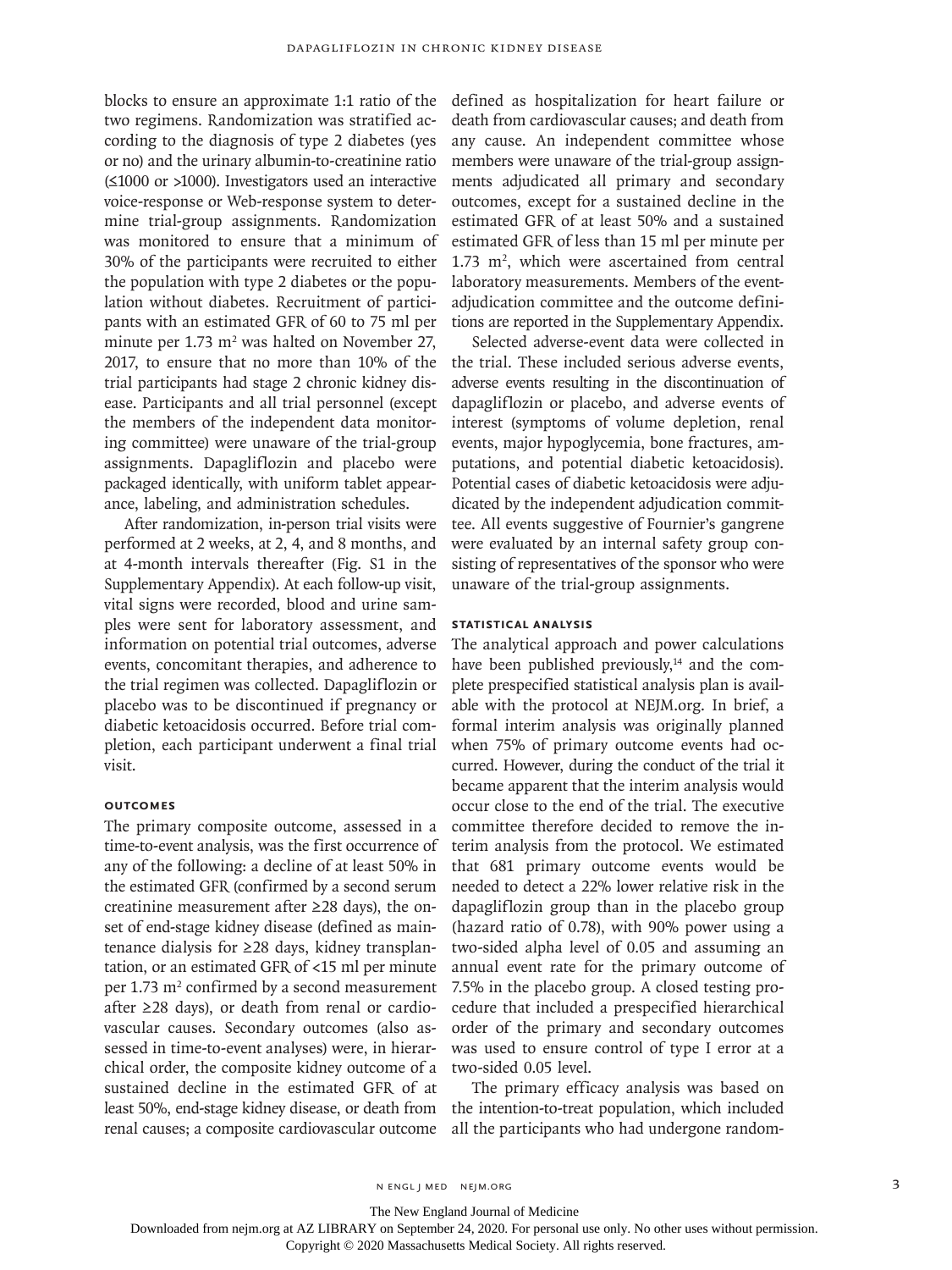blocks to ensure an approximate 1:1 ratio of the two regimens. Randomization was stratified according to the diagnosis of type 2 diabetes (yes or no) and the urinary albumin-to-creatinine ratio (≤1000 or >1000). Investigators used an interactive voice-response or Web-response system to determine trial-group assignments. Randomization was monitored to ensure that a minimum of 30% of the participants were recruited to either the population with type 2 diabetes or the population without diabetes. Recruitment of participants with an estimated GFR of 60 to 75 ml per minute per 1.73 m$^2$ was halted on November 27, 2017, to ensure that no more than 10% of the trial participants had stage 2 chronic kidney disease. Participants and all trial personnel (except the members of the independent data monitoring committee) were unaware of the trial-group assignments. Dapagliflozin and placebo were packaged identically, with uniform tablet appearance, labeling, and administration schedules.

After randomization, in-person trial visits were performed at 2 weeks, at 2, 4, and 8 months, and at 4-month intervals thereafter (Fig. S1 in the Supplementary Appendix). At each follow-up visit, vital signs were recorded, blood and urine samples were sent for laboratory assessment, and information on potential trial outcomes, adverse events, concomitant therapies, and adherence to the trial regimen was collected. Dapagliflozin or placebo was to be discontinued if pregnancy or diabetic ketoacidosis occurred. Before trial completion, each participant underwent a final trial visit.

### OUTCOMES

The primary composite outcome, assessed in a time-to-event analysis, was the first occurrence of any of the following: a decline of at least 50% in the estimated GFR (confirmed by a second serum creatinine measurement after ≥28 days), the onset of end-stage kidney disease (defined as maintenance dialysis for ≥28 days, kidney transplantation, or an estimated GFR of <15 ml per minute per 1.73 m$^2$ confirmed by a second measurement after ≥28 days), or death from renal or cardiovascular causes. Secondary outcomes (also assessed in time-to-event analyses) were, in hierarchical order, the composite kidney outcome of a sustained decline in the estimated GFR of at least 50%, end-stage kidney disease, or death from renal causes; a composite cardiovascular outcome defined as hospitalization for heart failure or death from cardiovascular causes; and death from any cause. An independent committee whose members were unaware of the trial-group assignments adjudicated all primary and secondary outcomes, except for a sustained decline in the estimated GFR of at least 50% and a sustained estimated GFR of less than 15 ml per minute per 1.73 m$^2$, which were ascertained from central laboratory measurements. Members of the event-adjudication committee and the outcome definitions are reported in the Supplementary Appendix.

Selected adverse-event data were collected in the trial. These included serious adverse events, adverse events resulting in the discontinuation of dapagliflozin or placebo, and adverse events of interest (symptoms of volume depletion, renal events, major hypoglycemia, bone fractures, amputations, and potential diabetic ketoacidosis). Potential cases of diabetic ketoacidosis were adjudicated by the independent adjudication committee. All events suggestive of Fournier's gangrene were evaluated by an internal safety group consisting of representatives of the sponsor who were unaware of the trial-group assignments.

### STATISTICAL ANALYSIS

The analytical approach and power calculations have been published previously,[14] and the complete prespecified statistical analysis plan is available with the protocol at NEJM.org. In brief, a formal interim analysis was originally planned when 75% of primary outcome events had occurred. However, during the conduct of the trial it became apparent that the interim analysis would occur close to the end of the trial. The executive committee therefore decided to remove the interim analysis from the protocol. We estimated that 681 primary outcome events would be needed to detect a 22% lower relative risk in the dapagliflozin group than in the placebo group (hazard ratio of 0.78), with 90% power using a two-sided alpha level of 0.05 and assuming an annual event rate for the primary outcome of 7.5% in the placebo group. A closed testing procedure that included a prespecified hierarchical order of the primary and secondary outcomes was used to ensure control of type I error at a two-sided 0.05 level.

The primary efficacy analysis was based on the intention-to-treat population, which included all the participants who had undergone random-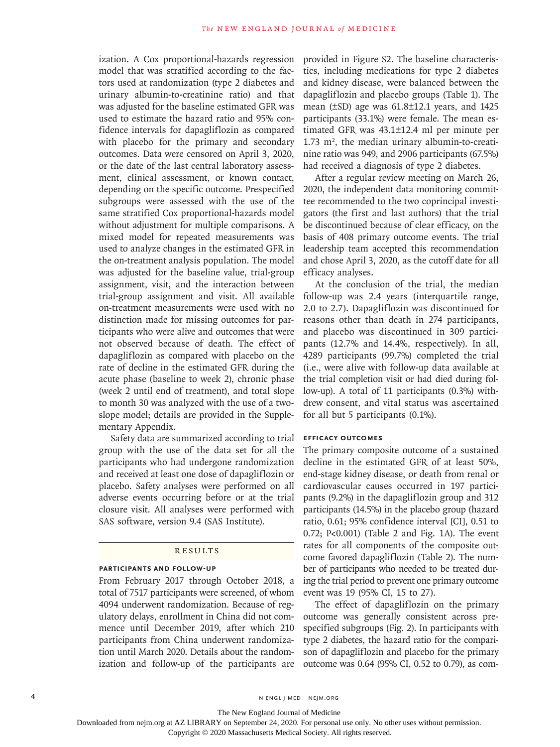ization. A Cox proportional-hazards regression model that was stratified according to the factors used at randomization (type 2 diabetes and urinary albumin-to-creatinine ratio) and that was adjusted for the baseline estimated GFR was used to estimate the hazard ratio and 95% confidence intervals for dapagliflozin as compared with placebo for the primary and secondary outcomes. Data were censored on April 3, 2020, or the date of the last central laboratory assessment, clinical assessment, or known contact, depending on the specific outcome. Prespecified subgroups were assessed with the use of the same stratified Cox proportional-hazards model without adjustment for multiple comparisons. A mixed model for repeated measurements was used to analyze changes in the estimated GFR in the on-treatment analysis population. The model was adjusted for the baseline value, trial-group assignment, visit, and the interaction between trial-group assignment and visit. All available on-treatment measurements were used with no distinction made for missing outcomes for participants who were alive and outcomes that were not observed because of death. The effect of dapagliflozin as compared with placebo on the rate of decline in the estimated GFR during the acute phase (baseline to week 2), chronic phase (week 2 until end of treatment), and total slope to month 30 was analyzed with the use of a two-slope model; details are provided in the Supplementary Appendix.

Safety data are summarized according to trial group with the use of the data set for all the participants who had undergone randomization and received at least one dose of dapagliflozin or placebo. Safety analyses were performed on all adverse events occurring before or at the trial closure visit. All analyses were performed with SAS software, version 9.4 (SAS Institute).

## RESULTS

### PARTICIPANTS AND FOLLOW-UP

From February 2017 through October 2018, a total of 7517 participants were screened, of whom 4094 underwent randomization. Because of regulatory delays, enrollment in China did not commence until December 2019, after which 210 participants from China underwent randomization until March 2020. Details about the randomization and follow-up of the participants are provided in Figure S2. The baseline characteristics, including medications for type 2 diabetes and kidney disease, were balanced between the dapagliflozin and placebo groups (Table 1). The mean (±SD) age was 61.8±12.1 years, and 1425 participants (33.1%) were female. The mean estimated GFR was 43.1±12.4 ml per minute per 1.73 $m^2$, the median urinary albumin-to-creatinine ratio was 949, and 2906 participants (67.5%) had received a diagnosis of type 2 diabetes.

After a regular review meeting on March 26, 2020, the independent data monitoring committee recommended to the two coprincipal investigators (the first and last authors) that the trial be discontinued because of clear efficacy, on the basis of 408 primary outcome events. The trial leadership team accepted this recommendation and chose April 3, 2020, as the cutoff date for all efficacy analyses.

At the conclusion of the trial, the median follow-up was 2.4 years (interquartile range, 2.0 to 2.7). Dapagliflozin was discontinued for reasons other than death in 274 participants, and placebo was discontinued in 309 participants (12.7% and 14.4%, respectively). In all, 4289 participants (99.7%) completed the trial (i.e., were alive with follow-up data available at the trial completion visit or had died during follow-up). A total of 11 participants (0.3%) withdrew consent, and vital status was ascertained for all but 5 participants (0.1%).

### EFFICACY OUTCOMES

The primary composite outcome of a sustained decline in the estimated GFR of at least 50%, end-stage kidney disease, or death from renal or cardiovascular causes occurred in 197 participants (9.2%) in the dapagliflozin group and 312 participants (14.5%) in the placebo group (hazard ratio, 0.61; 95% confidence interval [CI], 0.51 to 0.72; $P<0.001$) (Table 2 and Fig. 1A). The event rates for all components of the composite outcome favored dapagliflozin (Table 2). The number of participants who needed to be treated during the trial period to prevent one primary outcome event was 19 (95% CI, 15 to 27).

The effect of dapagliflozin on the primary outcome was generally consistent across prespecified subgroups (Fig. 2). In participants with type 2 diabetes, the hazard ratio for the comparison of dapagliflozin and placebo for the primary outcome was 0.64 (95% CI, 0.52 to 0.79), as com-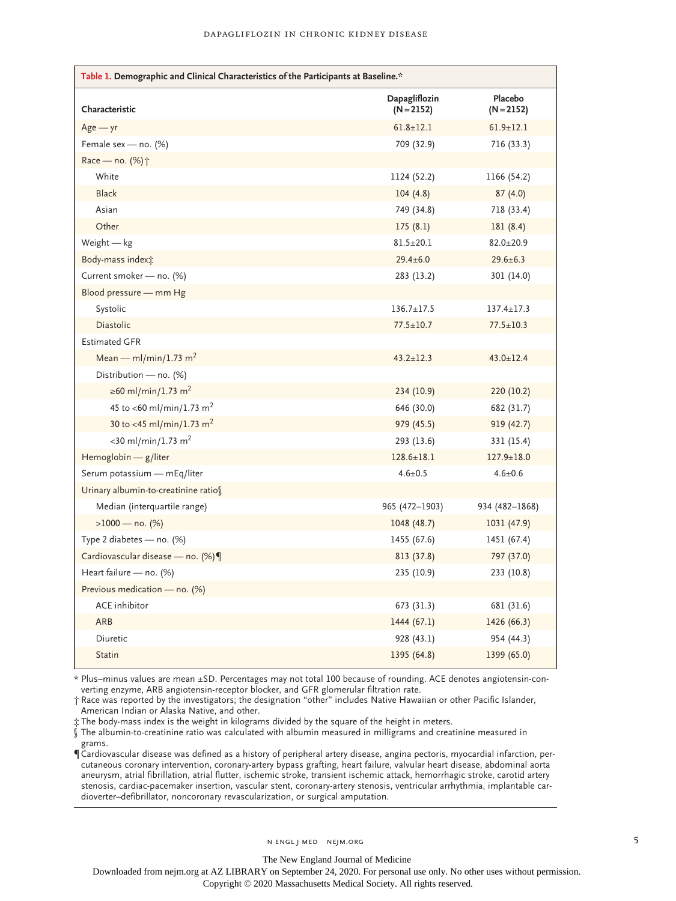**Table 1. Demographic and Clinical Characteristics of the Participants at Baseline.***

| Characteristic | Dapagliflozin (N=2152) | Placebo (N=2152) |
|---|---|---|
| Age — yr | 61.8±12.1 | 61.9±12.1 |
| Female sex — no. (%) | 709 (32.9) | 716 (33.3) |
| Race — no. (%)† | | |
| White | 1124 (52.2) | 1166 (54.2) |
| Black | 104 (4.8) | 87 (4.0) |
| Asian | 749 (34.8) | 718 (33.4) |
| Other | 175 (8.1) | 181 (8.4) |
| Weight — kg | 81.5±20.1 | 82.0±20.9 |
| Body-mass index‡ | 29.4±6.0 | 29.6±6.3 |
| Current smoker — no. (%) | 283 (13.2) | 301 (14.0) |
| Blood pressure — mm Hg | | |
| Systolic | 136.7±17.5 | 137.4±17.3 |
| Diastolic | 77.5±10.7 | 77.5±10.3 |
| Estimated GFR | | |
| Mean — ml/min/1.73 $m^2$ | 43.2±12.3 | 43.0±12.4 |
| Distribution — no. (%) | | |
| ≥60 ml/min/1.73 $m^2$ | 234 (10.9) | 220 (10.2) |
| 45 to <60 ml/min/1.73 $m^2$ | 646 (30.0) | 682 (31.7) |
| 30 to <45 ml/min/1.73 $m^2$ | 979 (45.5) | 919 (42.7) |
| <30 ml/min/1.73 $m^2$ | 293 (13.6) | 331 (15.4) |
| Hemoglobin — g/liter | 128.6±18.1 | 127.9±18.0 |
| Serum potassium — mEq/liter | 4.6±0.5 | 4.6±0.6 |
| Urinary albumin-to-creatinine ratio§ | | |
| Median (interquartile range) | 965 (472–1903) | 934 (482–1868) |
| >1000 — no. (%) | 1048 (48.7) | 1031 (47.9) |
| Type 2 diabetes — no. (%) | 1455 (67.6) | 1451 (67.4) |
| Cardiovascular disease — no. (%)¶ | 813 (37.8) | 797 (37.0) |
| Heart failure — no. (%) | 235 (10.9) | 233 (10.8) |
| Previous medication — no. (%) | | |
| ACE inhibitor | 673 (31.3) | 681 (31.6) |
| ARB | 1444 (67.1) | 1426 (66.3) |
| Diuretic | 928 (43.1) | 954 (44.3) |
| Statin | 1395 (64.8) | 1399 (65.0) |

\* Plus–minus values are mean ±SD. Percentages may not total 100 because of rounding. ACE denotes angiotensin-converting enzyme, ARB angiotensin-receptor blocker, and GFR glomerular filtration rate.

† Race was reported by the investigators; the designation "other" includes Native Hawaiian or other Pacific Islander, American Indian or Alaska Native, and other.

‡ The body-mass index is the weight in kilograms divided by the square of the height in meters.

§ The albumin-to-creatinine ratio was calculated with albumin measured in milligrams and creatinine measured in grams.

¶ Cardiovascular disease was defined as a history of peripheral artery disease, angina pectoris, myocardial infarction, percutaneous coronary intervention, coronary-artery bypass grafting, heart failure, valvular heart disease, abdominal aorta aneurysm, atrial fibrillation, atrial flutter, ischemic stroke, transient ischemic attack, hemorrhagic stroke, carotid artery stenosis, cardiac-pacemaker insertion, vascular stent, coronary-artery stenosis, ventricular arrhythmia, implantable cardioverter–defibrillator, noncoronary revascularization, or surgical amputation.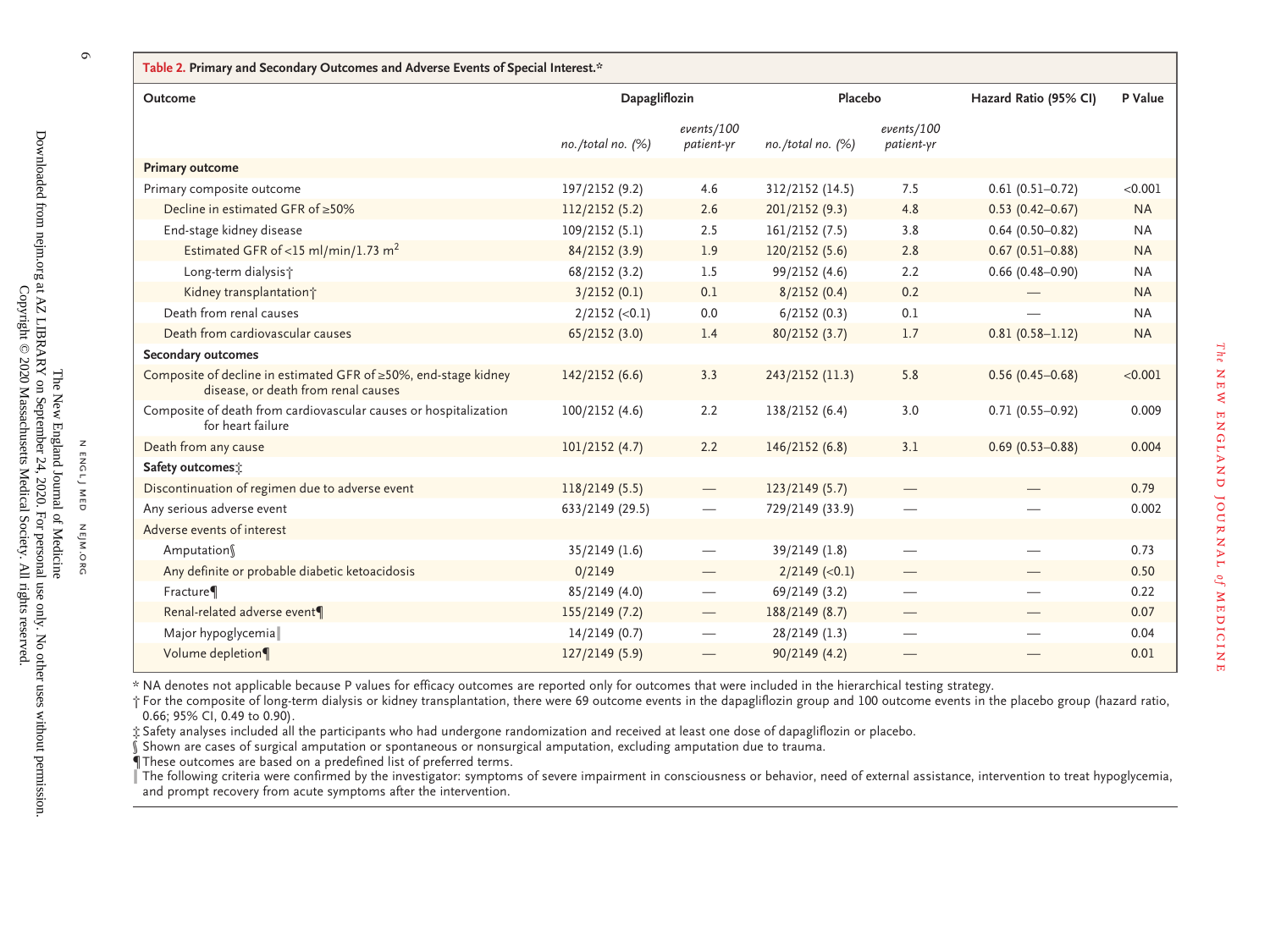**Table 2. Primary and Secondary Outcomes and Adverse Events of Special Interest.***

| Outcome | Dapagliflozin | | Placebo | | Hazard Ratio (95% CI) | P Value |
|---|---|---|---|---|---|---|
| | *no./total no. (%)* | *events/100 patient-yr* | *no./total no. (%)* | *events/100 patient-yr* | | |
| **Primary outcome** | | | | | | |
| Primary composite outcome | 197/2152 (9.2) | 4.6 | 312/2152 (14.5) | 7.5 | 0.61 (0.51–0.72) | <0.001 |
| Decline in estimated GFR of ≥50% | 112/2152 (5.2) | 2.6 | 201/2152 (9.3) | 4.8 | 0.53 (0.42–0.67) | NA |
| End-stage kidney disease | 109/2152 (5.1) | 2.5 | 161/2152 (7.5) | 3.8 | 0.64 (0.50–0.82) | NA |
| Estimated GFR of <15 ml/min/1.73 $m^2$ | 84/2152 (3.9) | 1.9 | 120/2152 (5.6) | 2.8 | 0.67 (0.51–0.88) | NA |
| Long-term dialysis† | 68/2152 (3.2) | 1.5 | 99/2152 (4.6) | 2.2 | 0.66 (0.48–0.90) | NA |
| Kidney transplantation† | 3/2152 (0.1) | 0.1 | 8/2152 (0.4) | 0.2 | — | NA |
| Death from renal causes | 2/2152 (<0.1) | 0.0 | 6/2152 (0.3) | 0.1 | — | NA |
| Death from cardiovascular causes | 65/2152 (3.0) | 1.4 | 80/2152 (3.7) | 1.7 | 0.81 (0.58–1.12) | NA |
| **Secondary outcomes** | | | | | | |
| Composite of decline in estimated GFR of ≥50%, end-stage kidney disease, or death from renal causes | 142/2152 (6.6) | 3.3 | 243/2152 (11.3) | 5.8 | 0.56 (0.45–0.68) | <0.001 |
| Composite of death from cardiovascular causes or hospitalization for heart failure | 100/2152 (4.6) | 2.2 | 138/2152 (6.4) | 3.0 | 0.71 (0.55–0.92) | 0.009 |
| Death from any cause | 101/2152 (4.7) | 2.2 | 146/2152 (6.8) | 3.1 | 0.69 (0.53–0.88) | 0.004 |
| **Safety outcomes‡** | | | | | | |
| Discontinuation of regimen due to adverse event | 118/2149 (5.5) | — | 123/2149 (5.7) | — | — | 0.79 |
| Any serious adverse event | 633/2149 (29.5) | — | 729/2149 (33.9) | — | — | 0.002 |
| Adverse events of interest | | | | | | |
| Amputation§ | 35/2149 (1.6) | — | 39/2149 (1.8) | — | — | 0.73 |
| Any definite or probable diabetic ketoacidosis | 0/2149 | — | 2/2149 (<0.1) | — | — | 0.50 |
| Fracture¶ | 85/2149 (4.0) | — | 69/2149 (3.2) | — | — | 0.22 |
| Renal-related adverse event¶ | 155/2149 (7.2) | — | 188/2149 (8.7) | — | — | 0.07 |
| Major hypoglycemia‖ | 14/2149 (0.7) | — | 28/2149 (1.3) | — | — | 0.04 |
| Volume depletion¶ | 127/2149 (5.9) | — | 90/2149 (4.2) | — | — | 0.01 |

\* NA denotes not applicable because P values for efficacy outcomes are reported only for outcomes that were included in the hierarchical testing strategy.

† For the composite of long-term dialysis or kidney transplantation, there were 69 outcome events in the dapagliflozin group and 100 outcome events in the placebo group (hazard ratio, 0.66; 95% CI, 0.49 to 0.90).

‡ Safety analyses included all the participants who had undergone randomization and received at least one dose of dapagliflozin or placebo.

§ Shown are cases of surgical amputation or spontaneous or nonsurgical amputation, excluding amputation due to trauma.

¶ These outcomes are based on a predefined list of preferred terms.

‖ The following criteria were confirmed by the investigator: symptoms of severe impairment in consciousness or behavior, need of external assistance, intervention to treat hypoglycemia, and prompt recovery from acute symptoms after the intervention.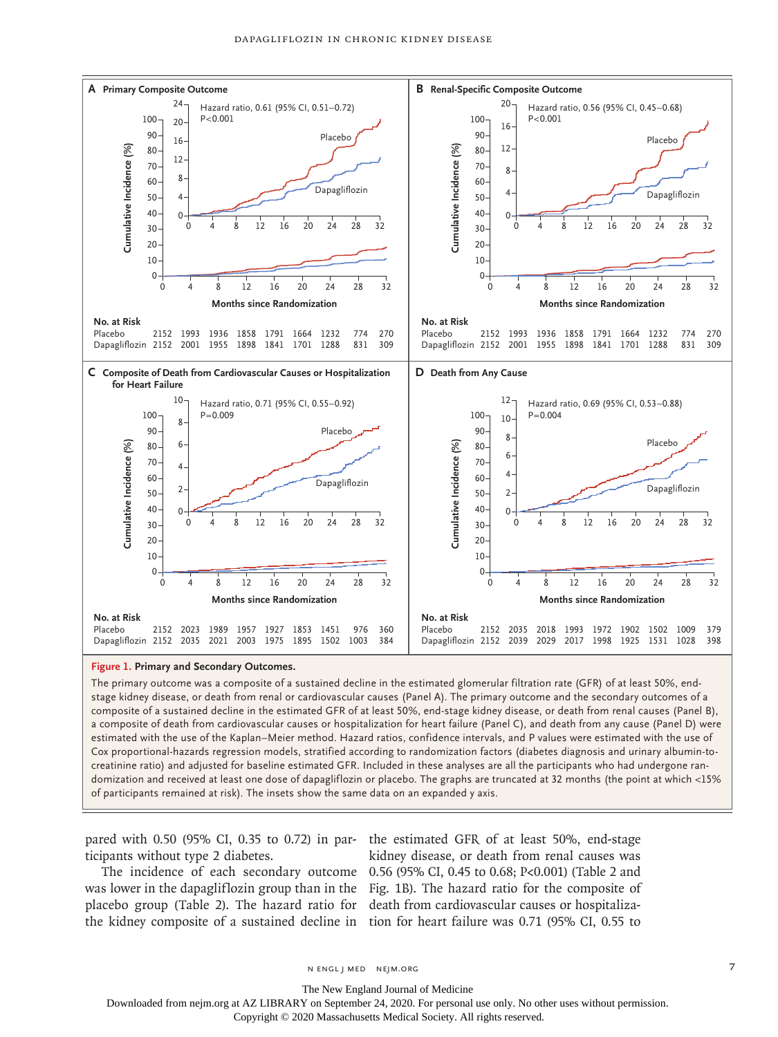**Figure 1. Primary and Secondary Outcomes.**

The primary outcome was a composite of a sustained decline in the estimated glomerular filtration rate (GFR) of at least 50%, end-stage kidney disease, or death from renal or cardiovascular causes (Panel A). The primary outcome and the secondary outcomes of a composite of a sustained decline in the estimated GFR of at least 50%, end-stage kidney disease, or death from renal causes (Panel B), a composite of death from cardiovascular causes or hospitalization for heart failure (Panel C), and death from any cause (Panel D) were estimated with the use of the Kaplan–Meier method. Hazard ratios, confidence intervals, and P values were estimated with the use of Cox proportional-hazards regression models, stratified according to randomization factors (diabetes diagnosis and urinary albumin-to-creatinine ratio) and adjusted for baseline estimated GFR. Included in these analyses are all the participants who had undergone randomization and received at least one dose of dapagliflozin or placebo. The graphs are truncated at 32 months (the point at which <15% of participants remained at risk). The insets show the same data on an expanded y axis.

**A. Primary Composite Outcome** — Hazard ratio, 0.61 (95% CI, 0.51–0.72); P<0.001

| No. at Risk | 0 | 4 | 8 | 12 | 16 | 20 | 24 | 28 | 32 |
|---|---|---|---|---|---|---|---|---|---|
| Placebo | 2152 | 1993 | 1936 | 1858 | 1791 | 1664 | 1232 | 774 | 270 |
| Dapagliflozin | 2152 | 2001 | 1955 | 1898 | 1841 | 1701 | 1288 | 831 | 309 |

**B. Renal-Specific Composite Outcome** — Hazard ratio, 0.56 (95% CI, 0.45–0.68); P<0.001

| No. at Risk | 0 | 4 | 8 | 12 | 16 | 20 | 24 | 28 | 32 |
|---|---|---|---|---|---|---|---|---|---|
| Placebo | 2152 | 1993 | 1936 | 1858 | 1791 | 1664 | 1232 | 774 | 270 |
| Dapagliflozin | 2152 | 2001 | 1955 | 1898 | 1841 | 1701 | 1288 | 831 | 309 |

**C. Composite of Death from Cardiovascular Causes or Hospitalization for Heart Failure** — Hazard ratio, 0.71 (95% CI, 0.55–0.92); P=0.009

| No. at Risk | 0 | 4 | 8 | 12 | 16 | 20 | 24 | 28 | 32 |
|---|---|---|---|---|---|---|---|---|---|
| Placebo | 2152 | 2023 | 1989 | 1957 | 1927 | 1853 | 1451 | 976 | 360 |
| Dapagliflozin | 2152 | 2035 | 2021 | 2003 | 1975 | 1895 | 1502 | 1003 | 384 |

**D. Death from Any Cause** — Hazard ratio, 0.69 (95% CI, 0.53–0.88); P=0.004

| No. at Risk | 0 | 4 | 8 | 12 | 16 | 20 | 24 | 28 | 32 |
|---|---|---|---|---|---|---|---|---|---|
| Placebo | 2152 | 2035 | 2018 | 1993 | 1972 | 1902 | 1502 | 1009 | 379 |
| Dapagliflozin | 2152 | 2039 | 2029 | 2017 | 1998 | 1925 | 1531 | 1028 | 398 |

pared with 0.50 (95% CI, 0.35 to 0.72) in participants without type 2 diabetes.

The incidence of each secondary outcome was lower in the dapagliflozin group than in the placebo group (Table 2). The hazard ratio for the kidney composite of a sustained decline in the estimated GFR of at least 50%, end-stage kidney disease, or death from renal causes was 0.56 (95% CI, 0.45 to 0.68; P<0.001) (Table 2 and Fig. 1B). The hazard ratio for the composite of death from cardiovascular causes or hospitalization for heart failure was 0.71 (95% CI, 0.55 to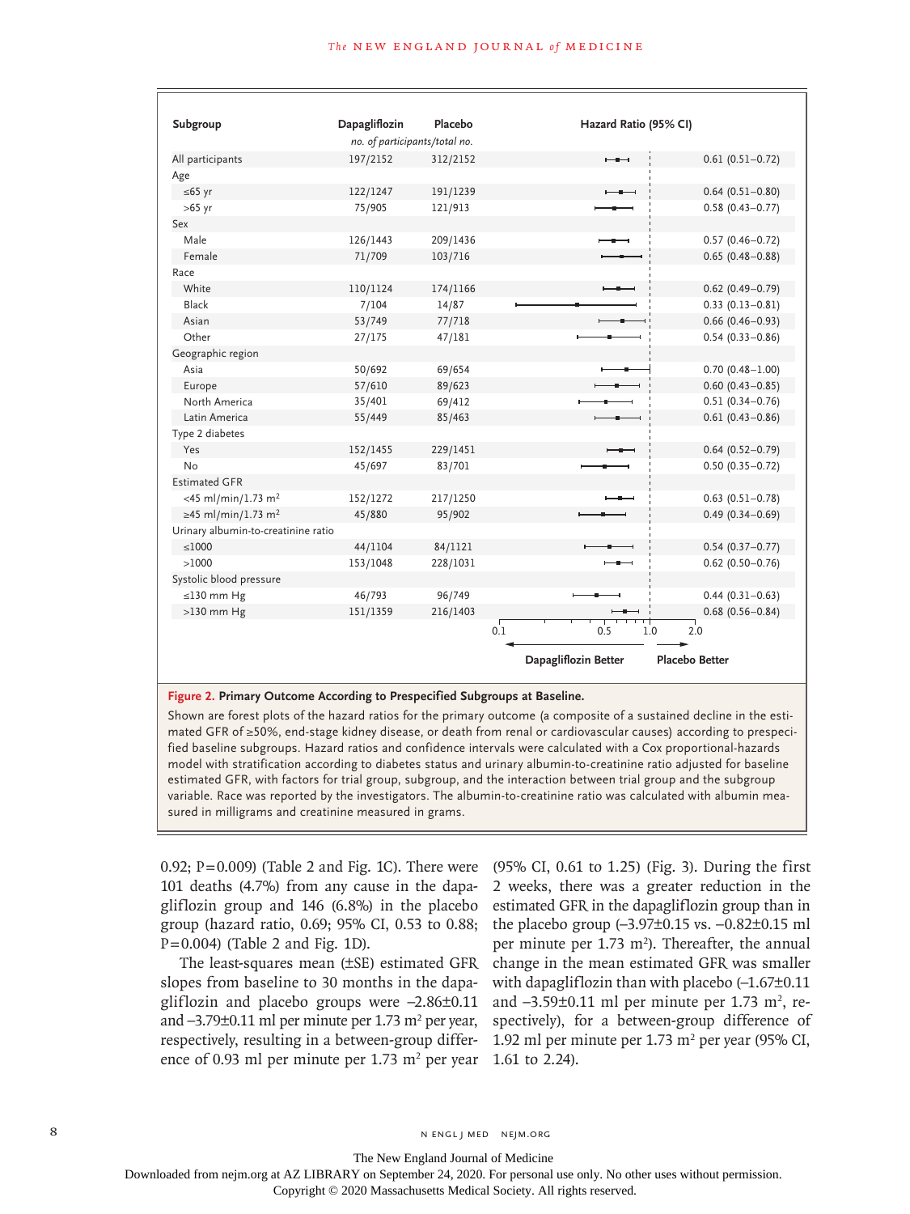| Subgroup | Dapagliflozin | Placebo | Hazard Ratio (95% CI) |
|---|---|---|---|
| | *no. of participants/total no.* | | |
| All participants | 197/2152 | 312/2152 | 0.61 (0.51–0.72) |
| Age | | | |
| ≤65 yr | 122/1247 | 191/1239 | 0.64 (0.51–0.80) |
| >65 yr | 75/905 | 121/913 | 0.58 (0.43–0.77) |
| Sex | | | |
| Male | 126/1443 | 209/1436 | 0.57 (0.46–0.72) |
| Female | 71/709 | 103/716 | 0.65 (0.48–0.88) |
| Race | | | |
| White | 110/1124 | 174/1166 | 0.62 (0.49–0.79) |
| Black | 7/104 | 14/87 | 0.33 (0.13–0.81) |
| Asian | 53/749 | 77/718 | 0.66 (0.46–0.93) |
| Other | 27/175 | 47/181 | 0.54 (0.33–0.86) |
| Geographic region | | | |
| Asia | 50/692 | 69/654 | 0.70 (0.48–1.00) |
| Europe | 57/610 | 89/623 | 0.60 (0.43–0.85) |
| North America | 35/401 | 69/412 | 0.51 (0.34–0.76) |
| Latin America | 55/449 | 85/463 | 0.61 (0.43–0.86) |
| Type 2 diabetes | | | |
| Yes | 152/1455 | 229/1451 | 0.64 (0.52–0.79) |
| No | 45/697 | 83/701 | 0.50 (0.35–0.72) |
| Estimated GFR | | | |
| <45 ml/min/1.73 $m^2$ | 152/1272 | 217/1250 | 0.63 (0.51–0.78) |
| ≥45 ml/min/1.73 $m^2$ | 45/880 | 95/902 | 0.49 (0.34–0.69) |
| Urinary albumin-to-creatinine ratio | | | |
| ≤1000 | 44/1104 | 84/1121 | 0.54 (0.37–0.77) |
| >1000 | 153/1048 | 228/1031 | 0.62 (0.50–0.76) |
| Systolic blood pressure | | | |
| ≤130 mm Hg | 46/793 | 96/749 | 0.44 (0.31–0.63) |
| >130 mm Hg | 151/1359 | 216/1403 | 0.68 (0.56–0.84) |

(Axis: 0.1, 0.5, 1.0, 2.0 — ← Dapagliflozin Better | Placebo Better →)

**Figure 2. Primary Outcome According to Prespecified Subgroups at Baseline.**

Shown are forest plots of the hazard ratios for the primary outcome (a composite of a sustained decline in the estimated GFR of ≥50%, end-stage kidney disease, or death from renal or cardiovascular causes) according to prespecified baseline subgroups. Hazard ratios and confidence intervals were calculated with a Cox proportional-hazards model with stratification according to diabetes status and urinary albumin-to-creatinine ratio adjusted for baseline estimated GFR, with factors for trial group, subgroup, and the interaction between trial group and the subgroup variable. Race was reported by the investigators. The albumin-to-creatinine ratio was calculated with albumin measured in milligrams and creatinine measured in grams.

0.92; P=0.009) (Table 2 and Fig. 1C). There were 101 deaths (4.7%) from any cause in the dapagliflozin group and 146 (6.8%) in the placebo group (hazard ratio, 0.69; 95% CI, 0.53 to 0.88; P=0.004) (Table 2 and Fig. 1D).

The least-squares mean (±SE) estimated GFR slopes from baseline to 30 months in the dapagliflozin and placebo groups were −2.86±0.11 and −3.79±0.11 ml per minute per 1.73 $m^2$ per year, respectively, resulting in a between-group difference of 0.93 ml per minute per 1.73 $m^2$ per year (95% CI, 0.61 to 1.25) (Fig. 3). During the first 2 weeks, there was a greater reduction in the estimated GFR in the dapagliflozin group than in the placebo group (−3.97±0.15 vs. −0.82±0.15 ml per minute per 1.73 $m^2$). Thereafter, the annual change in the mean estimated GFR was smaller with dapagliflozin than with placebo (−1.67±0.11 and −3.59±0.11 ml per minute per 1.73 $m^2$, respectively), for a between-group difference of 1.92 ml per minute per 1.73 $m^2$ per year (95% CI, 1.61 to 2.24).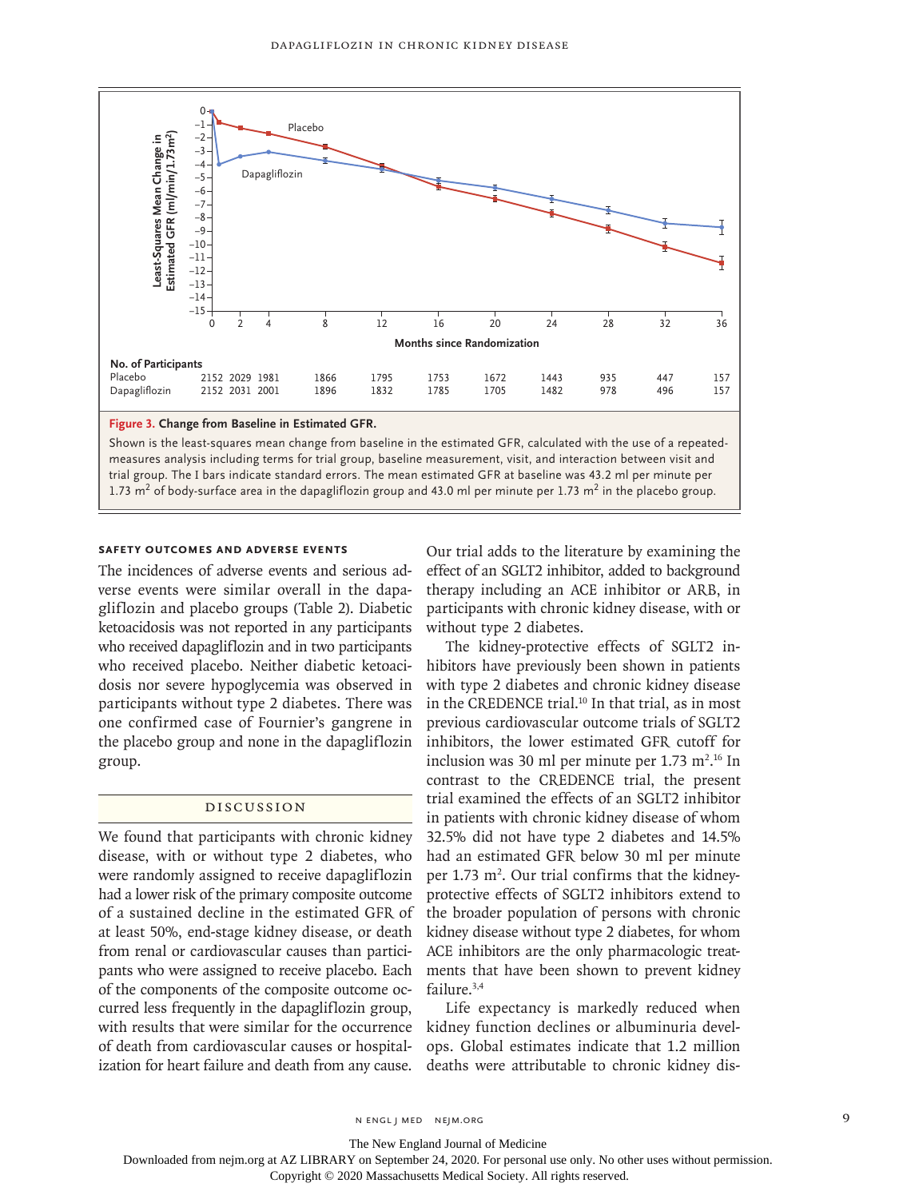**No. of Participants**

| Months since Randomization | 0 | 2 | 4 | 8 | 12 | 16 | 20 | 24 | 28 | 32 | 36 |
|---|---|---|---|---|---|---|---|---|---|---|---|
| Placebo | 2152 | 2029 | 1981 | 1866 | 1795 | 1753 | 1672 | 1443 | 935 | 447 | 157 |
| Dapagliflozin | 2152 | 2031 | 2001 | 1896 | 1832 | 1785 | 1705 | 1482 | 978 | 496 | 157 |

**Figure 3. Change from Baseline in Estimated GFR.**

Shown is the least-squares mean change from baseline in the estimated GFR, calculated with the use of a repeated-measures analysis including terms for trial group, baseline measurement, visit, and interaction between visit and trial group. The I bars indicate standard errors. The mean estimated GFR at baseline was 43.2 ml per minute per 1.73 $m^2$ of body-surface area in the dapagliflozin group and 43.0 ml per minute per 1.73 $m^2$ in the placebo group.

### SAFETY OUTCOMES AND ADVERSE EVENTS

The incidences of adverse events and serious adverse events were similar overall in the dapagliflozin and placebo groups (Table 2). Diabetic ketoacidosis was not reported in any participants who received dapagliflozin and in two participants who received placebo. Neither diabetic ketoacidosis nor severe hypoglycemia was observed in participants without type 2 diabetes. There was one confirmed case of Fournier's gangrene in the placebo group and none in the dapagliflozin group.

## DISCUSSION

We found that participants with chronic kidney disease, with or without type 2 diabetes, who were randomly assigned to receive dapagliflozin had a lower risk of the primary composite outcome of a sustained decline in the estimated GFR of at least 50%, end-stage kidney disease, or death from renal or cardiovascular causes than participants who were assigned to receive placebo. Each of the components of the composite outcome occurred less frequently in the dapagliflozin group, with results that were similar for the occurrence of death from cardiovascular causes or hospitalization for heart failure and death from any cause. Our trial adds to the literature by examining the effect of an SGLT2 inhibitor, added to background therapy including an ACE inhibitor or ARB, in participants with chronic kidney disease, with or without type 2 diabetes.

The kidney-protective effects of SGLT2 inhibitors have previously been shown in patients with type 2 diabetes and chronic kidney disease in the CREDENCE trial.[10] In that trial, as in most previous cardiovascular outcome trials of SGLT2 inhibitors, the lower estimated GFR cutoff for inclusion was 30 ml per minute per 1.73 $m^2$.[16] In contrast to the CREDENCE trial, the present trial examined the effects of an SGLT2 inhibitor in patients with chronic kidney disease of whom 32.5% did not have type 2 diabetes and 14.5% had an estimated GFR below 30 ml per minute per 1.73 $m^2$. Our trial confirms that the kidney-protective effects of SGLT2 inhibitors extend to the broader population of persons with chronic kidney disease without type 2 diabetes, for whom ACE inhibitors are the only pharmacologic treatments that have been shown to prevent kidney failure.[3,4]

Life expectancy is markedly reduced when kidney function declines or albuminuria develops. Global estimates indicate that 1.2 million deaths were attributable to chronic kidney dis-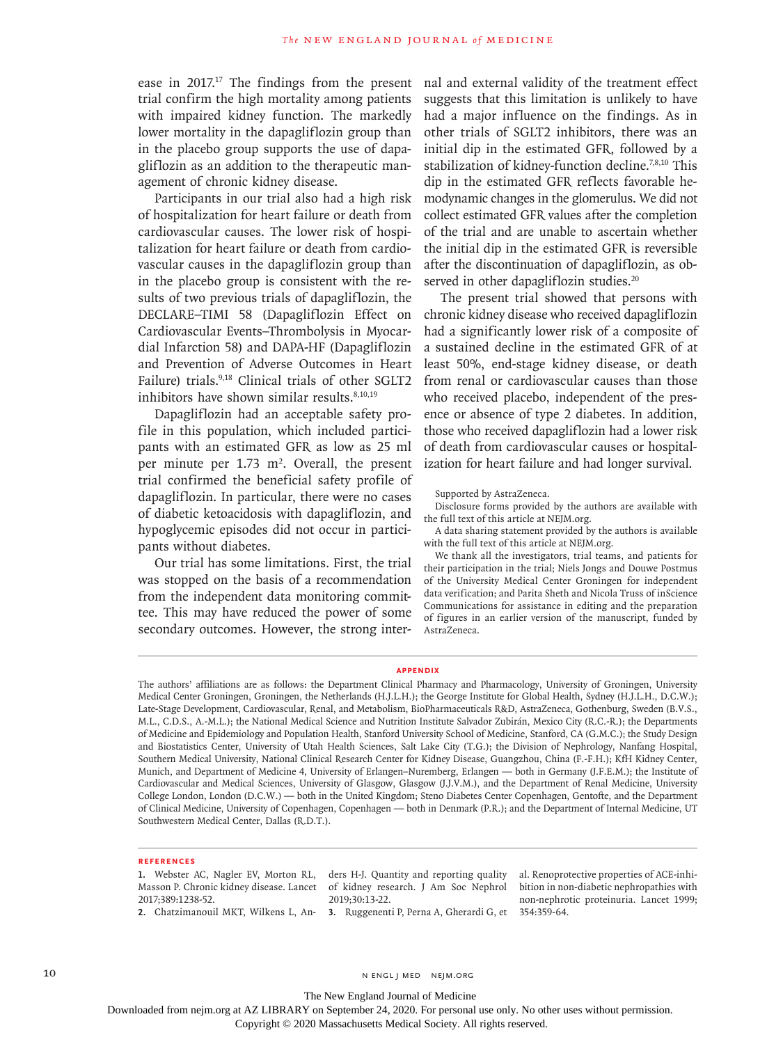ease in 2017.[17] The findings from the present trial confirm the high mortality among patients with impaired kidney function. The markedly lower mortality in the dapagliflozin group than in the placebo group supports the use of dapagliflozin as an addition to the therapeutic management of chronic kidney disease.

Participants in our trial also had a high risk of hospitalization for heart failure or death from cardiovascular causes. The lower risk of hospitalization for heart failure or death from cardiovascular causes in the dapagliflozin group than in the placebo group is consistent with the results of two previous trials of dapagliflozin, the DECLARE–TIMI 58 (Dapagliflozin Effect on Cardiovascular Events–Thrombolysis in Myocardial Infarction 58) and DAPA-HF (Dapagliflozin and Prevention of Adverse Outcomes in Heart Failure) trials.[9,18] Clinical trials of other SGLT2 inhibitors have shown similar results.[8,10,19]

Dapagliflozin had an acceptable safety profile in this population, which included participants with an estimated GFR as low as 25 ml per minute per 1.73 $m^2$. Overall, the present trial confirmed the beneficial safety profile of dapagliflozin. In particular, there were no cases of diabetic ketoacidosis with dapagliflozin, and hypoglycemic episodes did not occur in participants without diabetes.

Our trial has some limitations. First, the trial was stopped on the basis of a recommendation from the independent data monitoring committee. This may have reduced the power of some secondary outcomes. However, the strong internal and external validity of the treatment effect suggests that this limitation is unlikely to have had a major influence on the findings. As in other trials of SGLT2 inhibitors, there was an initial dip in the estimated GFR, followed by a stabilization of kidney-function decline.[7,8,10] This dip in the estimated GFR reflects favorable hemodynamic changes in the glomerulus. We did not collect estimated GFR values after the completion of the trial and are unable to ascertain whether the initial dip in the estimated GFR is reversible after the discontinuation of dapagliflozin, as observed in other dapagliflozin studies.[20]

The present trial showed that persons with chronic kidney disease who received dapagliflozin had a significantly lower risk of a composite of a sustained decline in the estimated GFR of at least 50%, end-stage kidney disease, or death from renal or cardiovascular causes than those who received placebo, independent of the presence or absence of type 2 diabetes. In addition, those who received dapagliflozin had a lower risk of death from cardiovascular causes or hospitalization for heart failure and had longer survival.

Supported by AstraZeneca.

Disclosure forms provided by the authors are available with the full text of this article at NEJM.org.

A data sharing statement provided by the authors is available with the full text of this article at NEJM.org.

We thank all the investigators, trial teams, and patients for their participation in the trial; Niels Jongs and Douwe Postmus of the University Medical Center Groningen for independent data verification; and Parita Sheth and Nicola Truss of inScience Communications for assistance in editing and the preparation of figures in an earlier version of the manuscript, funded by AstraZeneca.

## APPENDIX

The authors' affiliations are as follows: the Department Clinical Pharmacy and Pharmacology, University of Groningen, University Medical Center Groningen, Groningen, the Netherlands (H.J.L.H.); the George Institute for Global Health, Sydney (H.J.L.H., D.C.W.); Late-Stage Development, Cardiovascular, Renal, and Metabolism, BioPharmaceuticals R&D, AstraZeneca, Gothenburg, Sweden (B.V.S., M.L., C.D.S., A.-M.L.); the National Medical Science and Nutrition Institute Salvador Zubirán, Mexico City (R.C.-R.); the Departments of Medicine and Epidemiology and Population Health, Stanford University School of Medicine, Stanford, CA (G.M.C.); the Study Design and Biostatistics Center, University of Utah Health Sciences, Salt Lake City (T.G.); the Division of Nephrology, Nanfang Hospital, Southern Medical University, National Clinical Research Center for Kidney Disease, Guangzhou, China (F.-F.H.); KfH Kidney Center, Munich, and Department of Medicine 4, University of Erlangen–Nuremberg, Erlangen — both in Germany (J.F.E.M.); the Institute of Cardiovascular and Medical Sciences, University of Glasgow, Glasgow (J.J.V.M.), and the Department of Renal Medicine, University College London, London (D.C.W.) — both in the United Kingdom; Steno Diabetes Center Copenhagen, Gentofte, and the Department of Clinical Medicine, University of Copenhagen, Copenhagen — both in Denmark (P.R.); and the Department of Internal Medicine, UT Southwestern Medical Center, Dallas (R.D.T.).

## REFERENCES

1. Webster AC, Nagler EV, Morton RL, Masson P. Chronic kidney disease. Lancet 2017;389:1238-52.
2. Chatzimanouil MKT, Wilkens L, Anders H-J. Quantity and reporting quality of kidney research. J Am Soc Nephrol 2019;30:13-22.
3. Ruggenenti P, Perna A, Gherardi G, et al. Renoprotective properties of ACE-inhibition in non-diabetic nephropathies with non-nephrotic proteinuria. Lancet 1999; 354:359-64.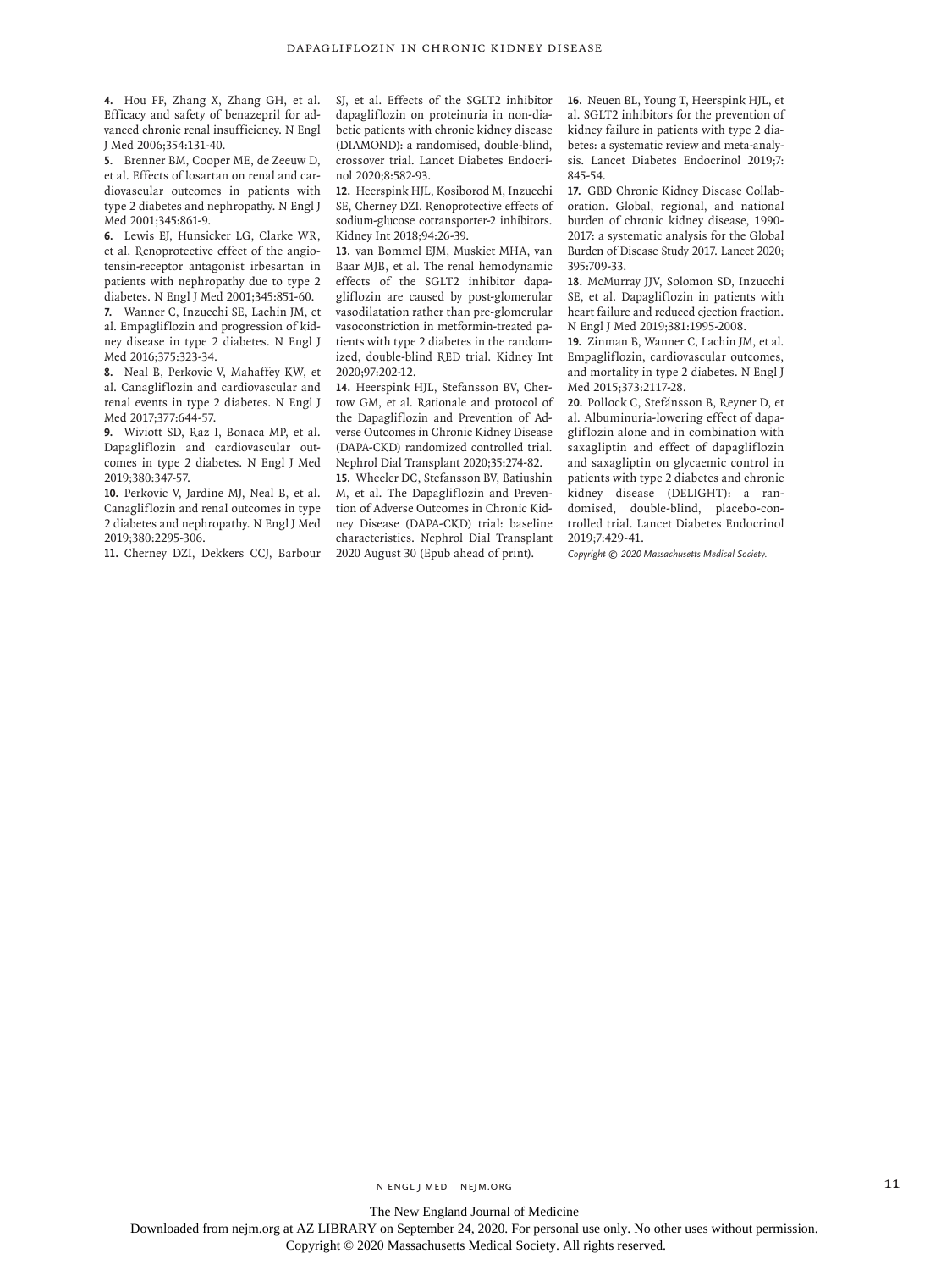**4.** Hou FF, Zhang X, Zhang GH, et al. Efficacy and safety of benazepril for advanced chronic renal insufficiency. N Engl J Med 2006;354:131-40.

**5.** Brenner BM, Cooper ME, de Zeeuw D, et al. Effects of losartan on renal and cardiovascular outcomes in patients with type 2 diabetes and nephropathy. N Engl J Med 2001;345:861-9.

**6.** Lewis EJ, Hunsicker LG, Clarke WR, et al. Renoprotective effect of the angiotensin-receptor antagonist irbesartan in patients with nephropathy due to type 2 diabetes. N Engl J Med 2001;345:851-60.

**7.** Wanner C, Inzucchi SE, Lachin JM, et al. Empagliflozin and progression of kidney disease in type 2 diabetes. N Engl J Med 2016;375:323-34.

**8.** Neal B, Perkovic V, Mahaffey KW, et al. Canagliflozin and cardiovascular and renal events in type 2 diabetes. N Engl J Med 2017;377:644-57.

**9.** Wiviott SD, Raz I, Bonaca MP, et al. Dapagliflozin and cardiovascular outcomes in type 2 diabetes. N Engl J Med 2019;380:347-57.

**10.** Perkovic V, Jardine MJ, Neal B, et al. Canagliflozin and renal outcomes in type 2 diabetes and nephropathy. N Engl J Med 2019;380:2295-306.

**11.** Cherney DZI, Dekkers CCJ, Barbour SJ, et al. Effects of the SGLT2 inhibitor dapagliflozin on proteinuria in non-diabetic patients with chronic kidney disease (DIAMOND): a randomised, double-blind, crossover trial. Lancet Diabetes Endocrinol 2020;8:582-93.

**12.** Heerspink HJL, Kosiborod M, Inzucchi SE, Cherney DZI. Renoprotective effects of sodium-glucose cotransporter-2 inhibitors. Kidney Int 2018;94:26-39.

**13.** van Bommel EJM, Muskiet MHA, van Baar MJB, et al. The renal hemodynamic effects of the SGLT2 inhibitor dapagliflozin are caused by post-glomerular vasodilatation rather than pre-glomerular vasoconstriction in metformin-treated patients with type 2 diabetes in the randomized, double-blind RED trial. Kidney Int 2020;97:202-12.

**14.** Heerspink HJL, Stefansson BV, Chertow GM, et al. Rationale and protocol of the Dapagliflozin and Prevention of Adverse Outcomes in Chronic Kidney Disease (DAPA-CKD) randomized controlled trial. Nephrol Dial Transplant 2020;35:274-82.

**15.** Wheeler DC, Stefansson BV, Batiushin M, et al. The Dapagliflozin and Prevention of Adverse Outcomes in Chronic Kidney Disease (DAPA-CKD) trial: baseline characteristics. Nephrol Dial Transplant 2020 August 30 (Epub ahead of print).

**16.** Neuen BL, Young T, Heerspink HJL, et al. SGLT2 inhibitors for the prevention of kidney failure in patients with type 2 diabetes: a systematic review and meta-analysis. Lancet Diabetes Endocrinol 2019;7:845-54.

**17.** GBD Chronic Kidney Disease Collaboration. Global, regional, and national burden of chronic kidney disease, 1990-2017: a systematic analysis for the Global Burden of Disease Study 2017. Lancet 2020;395:709-33.

**18.** McMurray JJV, Solomon SD, Inzucchi SE, et al. Dapagliflozin in patients with heart failure and reduced ejection fraction. N Engl J Med 2019;381:1995-2008.

**19.** Zinman B, Wanner C, Lachin JM, et al. Empagliflozin, cardiovascular outcomes, and mortality in type 2 diabetes. N Engl J Med 2015;373:2117-28.

**20.** Pollock C, Stefánsson B, Reyner D, et al. Albuminuria-lowering effect of dapagliflozin alone and in combination with saxagliptin and effect of dapagliflozin and saxagliptin on glycaemic control in patients with type 2 diabetes and chronic kidney disease (DELIGHT): a randomised, double-blind, placebo-controlled trial. Lancet Diabetes Endocrinol 2019;7:429-41.

*Copyright © 2020 Massachusetts Medical Society.*